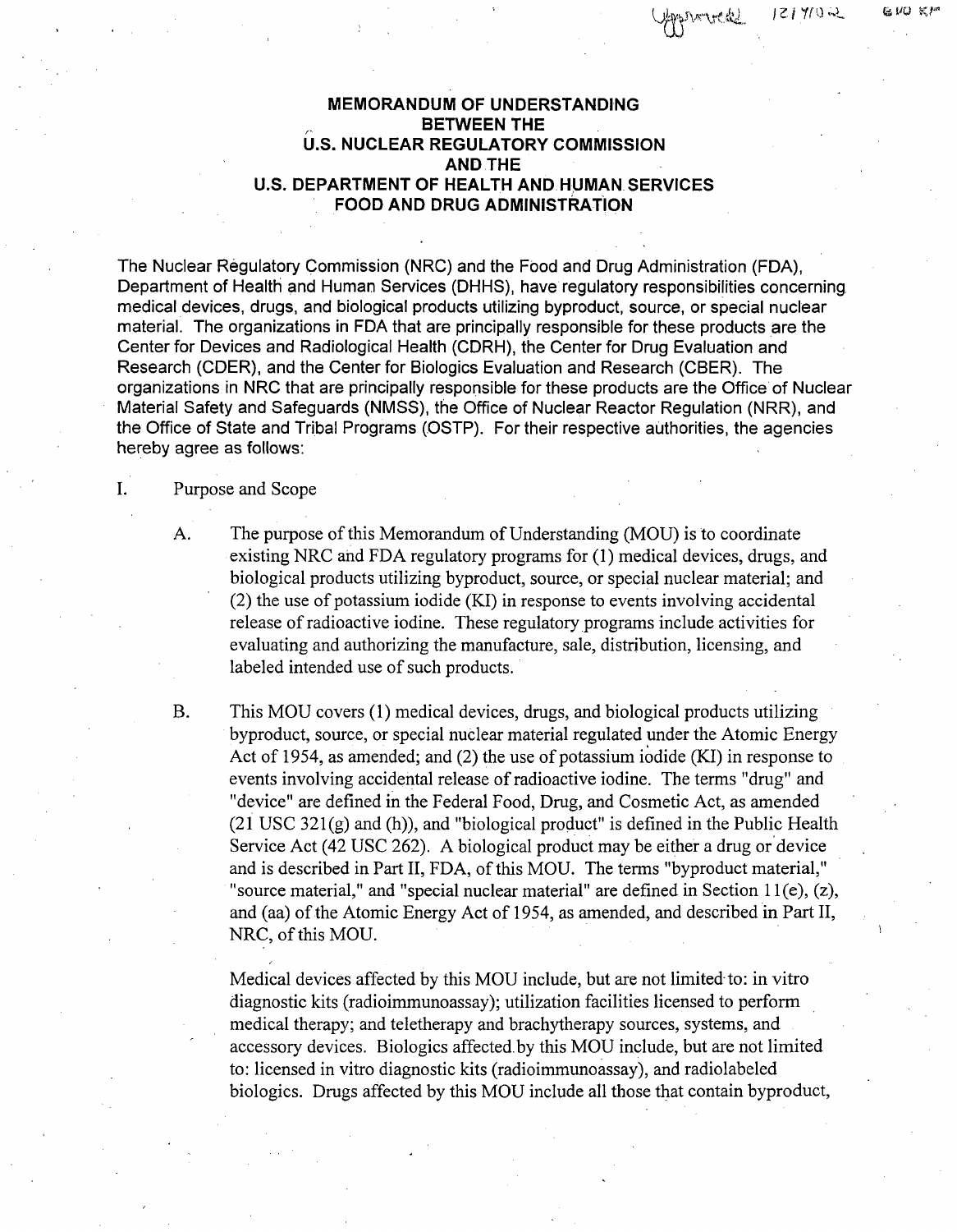# MEMORANDUM OF UNDERSTANDING BETWEEN THE U.S. NUCLEAR REGULATORY COMMISSION AND THE U.S. DEPARTMENT OF HEALTH AND HUMAN SERVICES FOOD AND DRUG ADMINISTRATION

The Nuclear Regulatory Commission (NRC) and the Food and Drug Administration (FDA), Department of Health and Human Services (DHHS), have regulatory responsibilities concerning medical devices, drugs, and biological products utilizing byproduct, source, or special nuclear material. The organizations in FDA that are principally responsible for these products are the Center for Devices and Radiological Health (CDRH), the Center for Drug Evaluation and Research (CDER), and the Center for Biologics Evaluation and Research (CBER). The organizations in NRC that are principally responsible for these products are the Office of Nuclear Material Safety and Safeguards (NMSS), the Office of Nuclear Reactor Regulation (NRR), and the Office of State and Tribal Programs (OSTP). For their respective authorities, the agencies hereby agree as follows:

I. Purpose and Scope

A. The purpose of this Memorandum of Understanding (MOU) is to coordinate existing NRC and FDA regulatory programs for (1) medical devices, drugs, and biological products utilizing byproduct, source, or special nuclear material; and (2) the use of potassium iodide (KI) in response to events involving accidental release of radioactive iodine. These regulatory programs include activities for evaluating and authorizing the manufacture, sale, distribution, licensing, and labeled intended use of such products.

B. This MOU covers (1) medical devices, drugs, and biological products utilizing byproduct, source, or special nuclear material regulated under the Atomic Energy Act of 1954, as amended; and (2) the use of potassium iodide (KI) in response to events involving accidental release of radioactive iodine. The terms "drug" and "device" are defined in the Federal Food, Drug, and Cosmetic Act, as amended (21 USC 321(g) and (h)), and "biological product" is defined in the Public Health Service Act (42 USC 262). A biological product may be either a drug or device and is described in Part II, FDA, of this MOU. The terms "byproduct material," "source material," and "special nuclear material" are defined in Section 11(e), (z), and (aa) of the Atomic Energy Act of 1954, as amended, and described in Part II, NRC, of this MOU.

Medical devices affected by this MOU include, but are not limited to: in vitro diagnostic kits (radioimmunoassay); utilization facilities licensed to perform medical therapy; and teletherapy and brachytherapy sources, systems, and accessory devices. Biologics affected by this MOU include, but are not limited to: licensed in vitro diagnostic kits (radioimmunoassay), and radiolabeled biologics. Drugs affected by this MOU include all those that contain byproduct,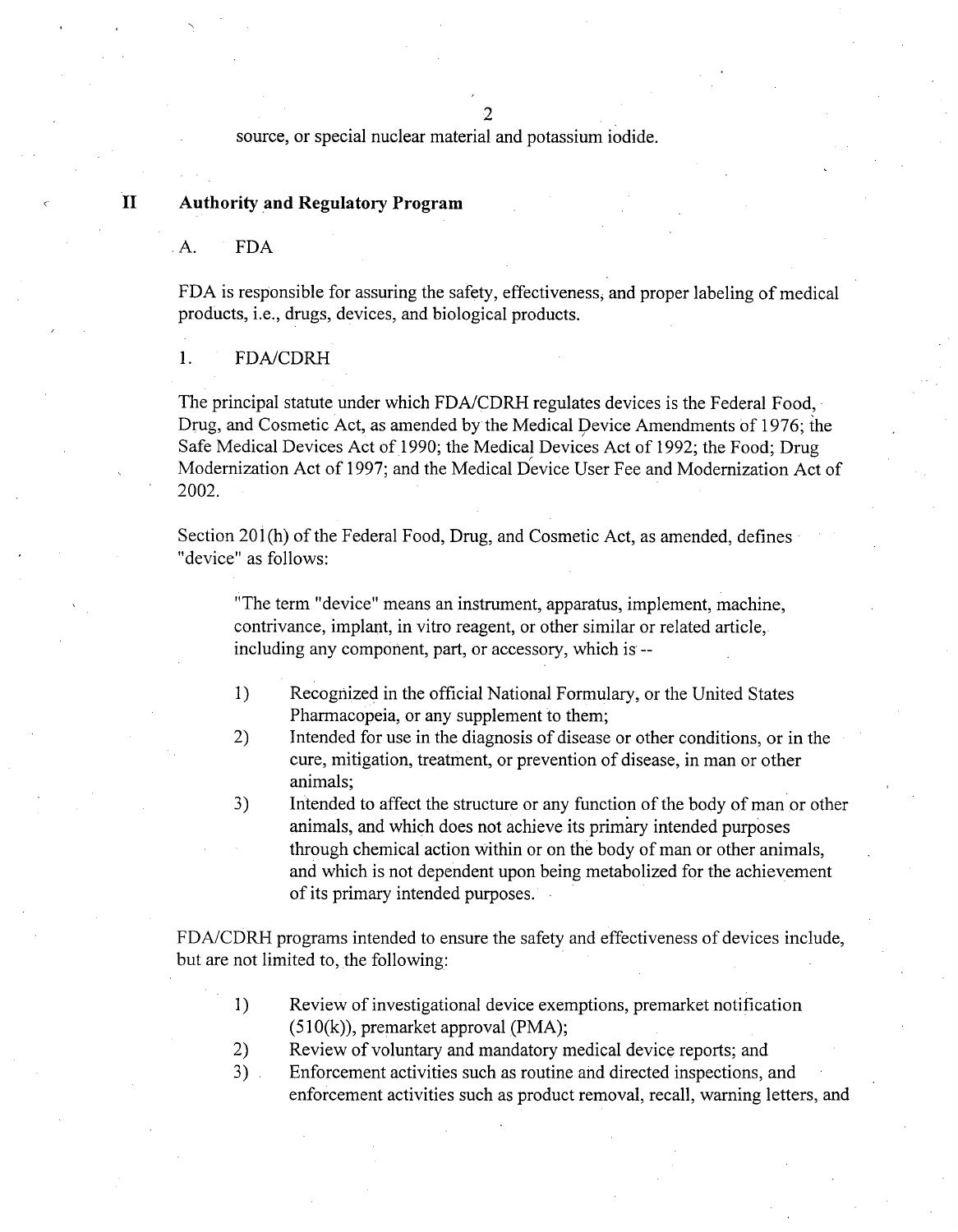source, or special nuclear material and potassium iodide.

## II Authority and Regulatory Program

### A. FDA

FDA is responsible for assuring the safety, effectiveness, and proper labeling of medical products, i.e., drugs, devices, and biological products.

#### 1. FDA/CDRH

The principal statute under which FDA/CDRH regulates devices is the Federal Food, Drug, and Cosmetic Act, as amended by the Medical Device Amendments of 1976; the Safe Medical Devices Act of 1990; the Medical Devices Act of 1992; the Food; Drug Modernization Act of 1997; and the Medical Device User Fee and Modernization Act of 2002.

Section 201(h) of the Federal Food, Drug, and Cosmetic Act, as amended, defines "device" as follows:

> "The term "device" means an instrument, apparatus, implement, machine, contrivance, implant, in vitro reagent, or other similar or related article, including any component, part, or accessory, which is --
>
> 1) Recognized in the official National Formulary, or the United States Pharmacopeia, or any supplement to them;
> 2) Intended for use in the diagnosis of disease or other conditions, or in the cure, mitigation, treatment, or prevention of disease, in man or other animals;
> 3) Intended to affect the structure or any function of the body of man or other animals, and which does not achieve its primary intended purposes through chemical action within or on the body of man or other animals, and which is not dependent upon being metabolized for the achievement of its primary intended purposes.

FDA/CDRH programs intended to ensure the safety and effectiveness of devices include, but are not limited to, the following:

1) Review of investigational device exemptions, premarket notification (510(k)), premarket approval (PMA);
2) Review of voluntary and mandatory medical device reports; and
3) Enforcement activities such as routine and directed inspections, and enforcement activities such as product removal, recall, warning letters, and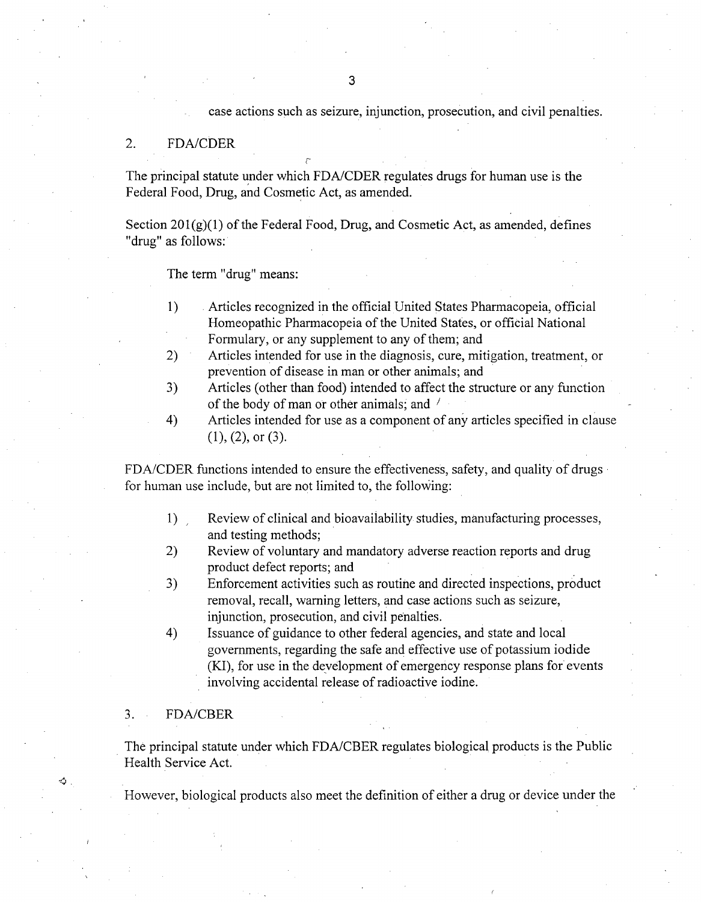case actions such as seizure, injunction, prosecution, and civil penalties.

## 2. FDA/CDER

The principal statute under which FDA/CDER regulates drugs for human use is the Federal Food, Drug, and Cosmetic Act, as amended.

Section 201(g)(1) of the Federal Food, Drug, and Cosmetic Act, as amended, defines "drug" as follows:

The term "drug" means:

1) Articles recognized in the official United States Pharmacopeia, official Homeopathic Pharmacopeia of the United States, or official National Formulary, or any supplement to any of them; and
2) Articles intended for use in the diagnosis, cure, mitigation, treatment, or prevention of disease in man or other animals; and
3) Articles (other than food) intended to affect the structure or any function of the body of man or other animals; and
4) Articles intended for use as a component of any articles specified in clause (1), (2), or (3).

FDA/CDER functions intended to ensure the effectiveness, safety, and quality of drugs for human use include, but are not limited to, the following:

1) Review of clinical and bioavailability studies, manufacturing processes, and testing methods;
2) Review of voluntary and mandatory adverse reaction reports and drug product defect reports; and
3) Enforcement activities such as routine and directed inspections, product removal, recall, warning letters, and case actions such as seizure, injunction, prosecution, and civil penalties.
4) Issuance of guidance to other federal agencies, and state and local governments, regarding the safe and effective use of potassium iodide (KI), for use in the development of emergency response plans for events involving accidental release of radioactive iodine.

## 3. FDA/CBER

The principal statute under which FDA/CBER regulates biological products is the Public Health Service Act.

However, biological products also meet the definition of either a drug or device under the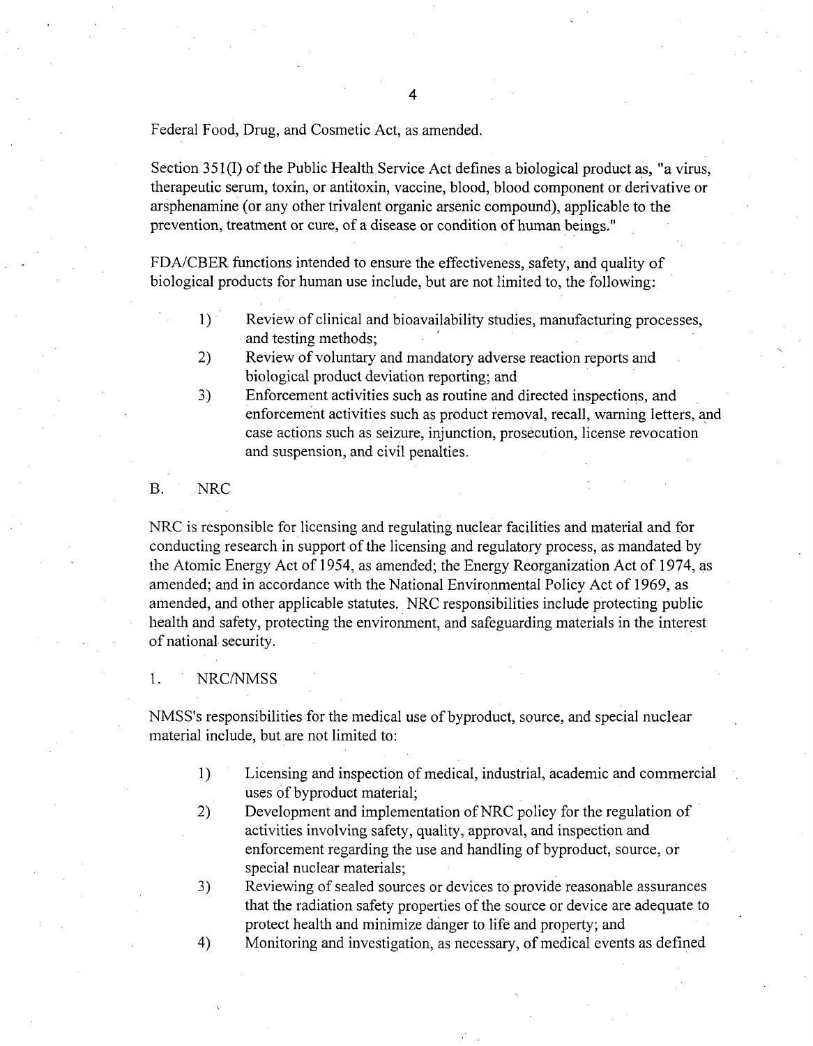Federal Food, Drug, and Cosmetic Act, as amended.

Section 351(I) of the Public Health Service Act defines a biological product as, "a virus, therapeutic serum, toxin, or antitoxin, vaccine, blood, blood component or derivative or arsphenamine (or any other trivalent organic arsenic compound), applicable to the prevention, treatment or cure, of a disease or condition of human beings."

FDA/CBER functions intended to ensure the effectiveness, safety, and quality of biological products for human use include, but are not limited to, the following:

1) Review of clinical and bioavailability studies, manufacturing processes, and testing methods;
2) Review of voluntary and mandatory adverse reaction reports and biological product deviation reporting; and
3) Enforcement activities such as routine and directed inspections, and enforcement activities such as product removal, recall, warning letters, and case actions such as seizure, injunction, prosecution, license revocation and suspension, and civil penalties.

## B. NRC

NRC is responsible for licensing and regulating nuclear facilities and material and for conducting research in support of the licensing and regulatory process, as mandated by the Atomic Energy Act of 1954, as amended; the Energy Reorganization Act of 1974, as amended; and in accordance with the National Environmental Policy Act of 1969, as amended, and other applicable statutes. NRC responsibilities include protecting public health and safety, protecting the environment, and safeguarding materials in the interest of national security.

### 1. NRC/NMSS

NMSS's responsibilities for the medical use of byproduct, source, and special nuclear material include, but are not limited to:

1) Licensing and inspection of medical, industrial, academic and commercial uses of byproduct material;
2) Development and implementation of NRC policy for the regulation of activities involving safety, quality, approval, and inspection and enforcement regarding the use and handling of byproduct, source, or special nuclear materials;
3) Reviewing of sealed sources or devices to provide reasonable assurances that the radiation safety properties of the source or device are adequate to protect health and minimize danger to life and property; and
4) Monitoring and investigation, as necessary, of medical events as defined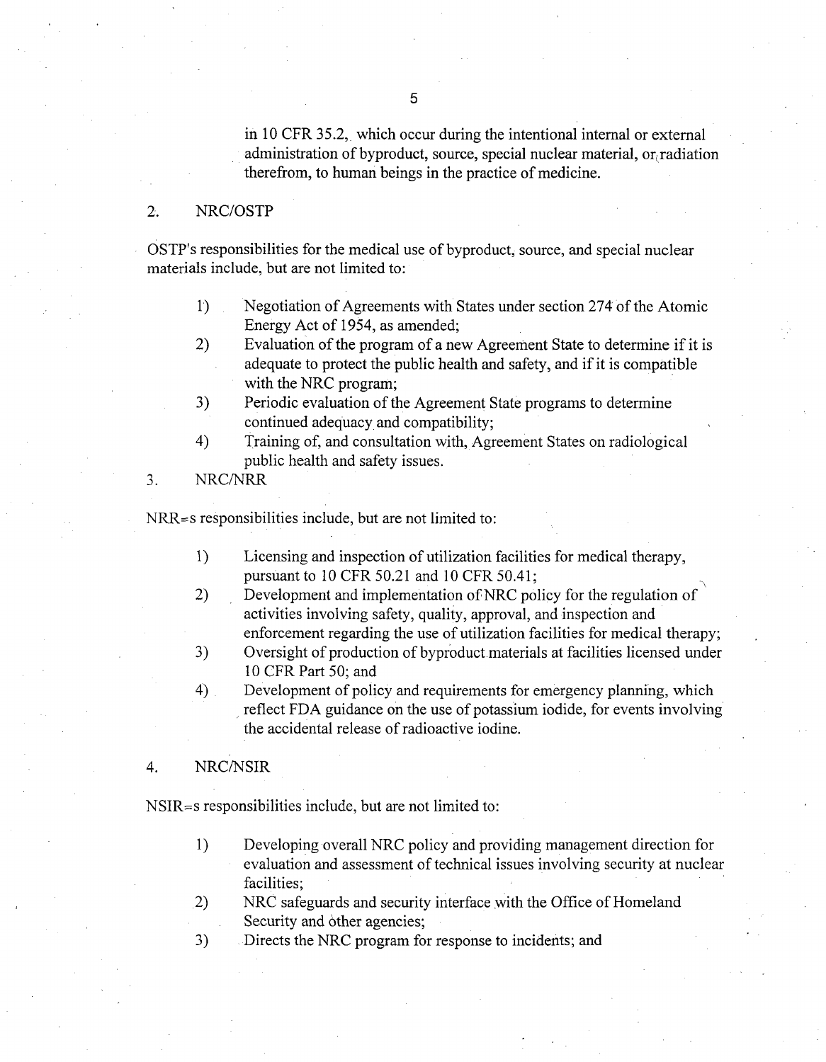in 10 CFR 35.2, which occur during the intentional internal or external administration of byproduct, source, special nuclear material, or radiation therefrom, to human beings in the practice of medicine.

2. NRC/OSTP

OSTP's responsibilities for the medical use of byproduct, source, and special nuclear materials include, but are not limited to:

1) Negotiation of Agreements with States under section 274 of the Atomic Energy Act of 1954, as amended;
2) Evaluation of the program of a new Agreement State to determine if it is adequate to protect the public health and safety, and if it is compatible with the NRC program;
3) Periodic evaluation of the Agreement State programs to determine continued adequacy and compatibility;
4) Training of, and consultation with, Agreement States on radiological public health and safety issues.

3. NRC/NRR

NRR=s responsibilities include, but are not limited to:

1) Licensing and inspection of utilization facilities for medical therapy, pursuant to 10 CFR 50.21 and 10 CFR 50.41;
2) Development and implementation of NRC policy for the regulation of activities involving safety, quality, approval, and inspection and enforcement regarding the use of utilization facilities for medical therapy;
3) Oversight of production of byproduct materials at facilities licensed under 10 CFR Part 50; and
4) Development of policy and requirements for emergency planning, which reflect FDA guidance on the use of potassium iodide, for events involving the accidental release of radioactive iodine.

4. NRC/NSIR

NSIR=s responsibilities include, but are not limited to:

1) Developing overall NRC policy and providing management direction for evaluation and assessment of technical issues involving security at nuclear facilities;
2) NRC safeguards and security interface with the Office of Homeland Security and other agencies;
3) Directs the NRC program for response to incidents; and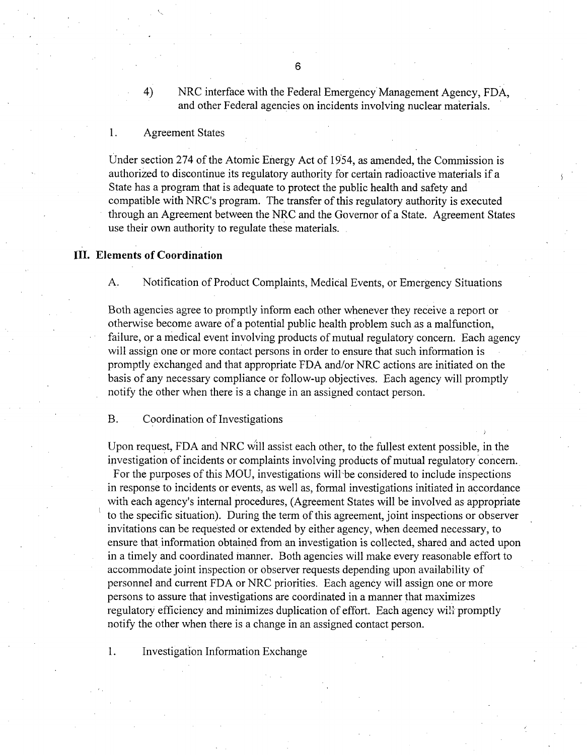4) NRC interface with the Federal Emergency Management Agency, FDA, and other Federal agencies on incidents involving nuclear materials.

1. Agreement States

Under section 274 of the Atomic Energy Act of 1954, as amended, the Commission is authorized to discontinue its regulatory authority for certain radioactive materials if a State has a program that is adequate to protect the public health and safety and compatible with NRC's program. The transfer of this regulatory authority is executed through an Agreement between the NRC and the Governor of a State. Agreement States use their own authority to regulate these materials.

## III. Elements of Coordination

A. Notification of Product Complaints, Medical Events, or Emergency Situations

Both agencies agree to promptly inform each other whenever they receive a report or otherwise become aware of a potential public health problem such as a malfunction, failure, or a medical event involving products of mutual regulatory concern. Each agency will assign one or more contact persons in order to ensure that such information is promptly exchanged and that appropriate FDA and/or NRC actions are initiated on the basis of any necessary compliance or follow-up objectives. Each agency will promptly notify the other when there is a change in an assigned contact person.

B. Coordination of Investigations

Upon request, FDA and NRC will assist each other, to the fullest extent possible, in the investigation of incidents or complaints involving products of mutual regulatory concern. For the purposes of this MOU, investigations will be considered to include inspections in response to incidents or events, as well as, formal investigations initiated in accordance with each agency's internal procedures, (Agreement States will be involved as appropriate to the specific situation). During the term of this agreement, joint inspections or observer invitations can be requested or extended by either agency, when deemed necessary, to ensure that information obtained from an investigation is collected, shared and acted upon in a timely and coordinated manner. Both agencies will make every reasonable effort to accommodate joint inspection or observer requests depending upon availability of personnel and current FDA or NRC priorities. Each agency will assign one or more persons to assure that investigations are coordinated in a manner that maximizes regulatory efficiency and minimizes duplication of effort. Each agency will promptly notify the other when there is a change in an assigned contact person.

1. Investigation Information Exchange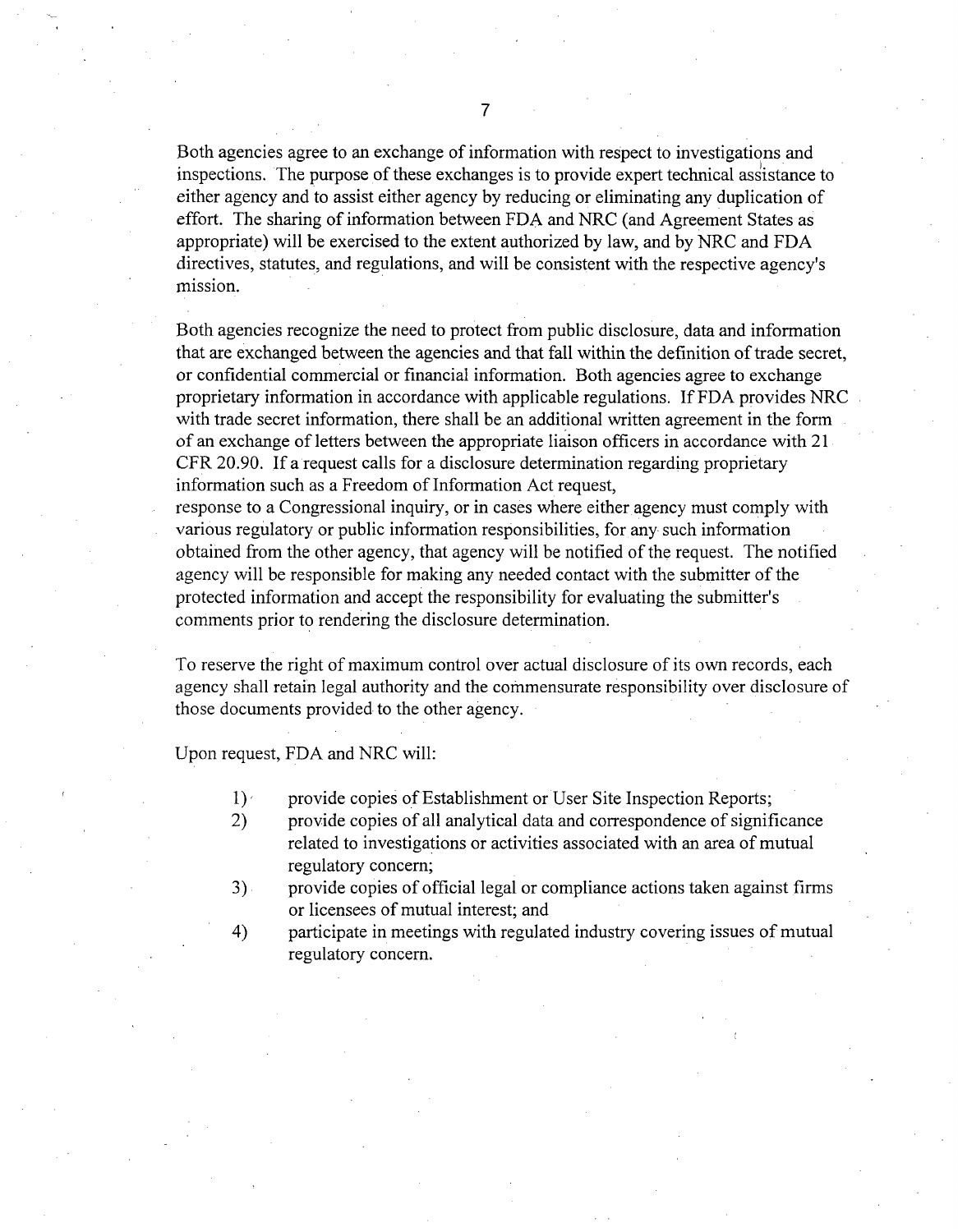Both agencies agree to an exchange of information with respect to investigations and inspections. The purpose of these exchanges is to provide expert technical assistance to either agency and to assist either agency by reducing or eliminating any duplication of effort. The sharing of information between FDA and NRC (and Agreement States as appropriate) will be exercised to the extent authorized by law, and by NRC and FDA directives, statutes, and regulations, and will be consistent with the respective agency's mission.

Both agencies recognize the need to protect from public disclosure, data and information that are exchanged between the agencies and that fall within the definition of trade secret, or confidential commercial or financial information. Both agencies agree to exchange proprietary information in accordance with applicable regulations. If FDA provides NRC with trade secret information, there shall be an additional written agreement in the form of an exchange of letters between the appropriate liaison officers in accordance with 21 CFR 20.90. If a request calls for a disclosure determination regarding proprietary information such as a Freedom of Information Act request, response to a Congressional inquiry, or in cases where either agency must comply with various regulatory or public information responsibilities, for any such information obtained from the other agency, that agency will be notified of the request. The notified agency will be responsible for making any needed contact with the submitter of the protected information and accept the responsibility for evaluating the submitter's comments prior to rendering the disclosure determination.

To reserve the right of maximum control over actual disclosure of its own records, each agency shall retain legal authority and the commensurate responsibility over disclosure of those documents provided to the other agency.

Upon request, FDA and NRC will:

1) provide copies of Establishment or User Site Inspection Reports;
2) provide copies of all analytical data and correspondence of significance related to investigations or activities associated with an area of mutual regulatory concern;
3) provide copies of official legal or compliance actions taken against firms or licensees of mutual interest; and
4) participate in meetings with regulated industry covering issues of mutual regulatory concern.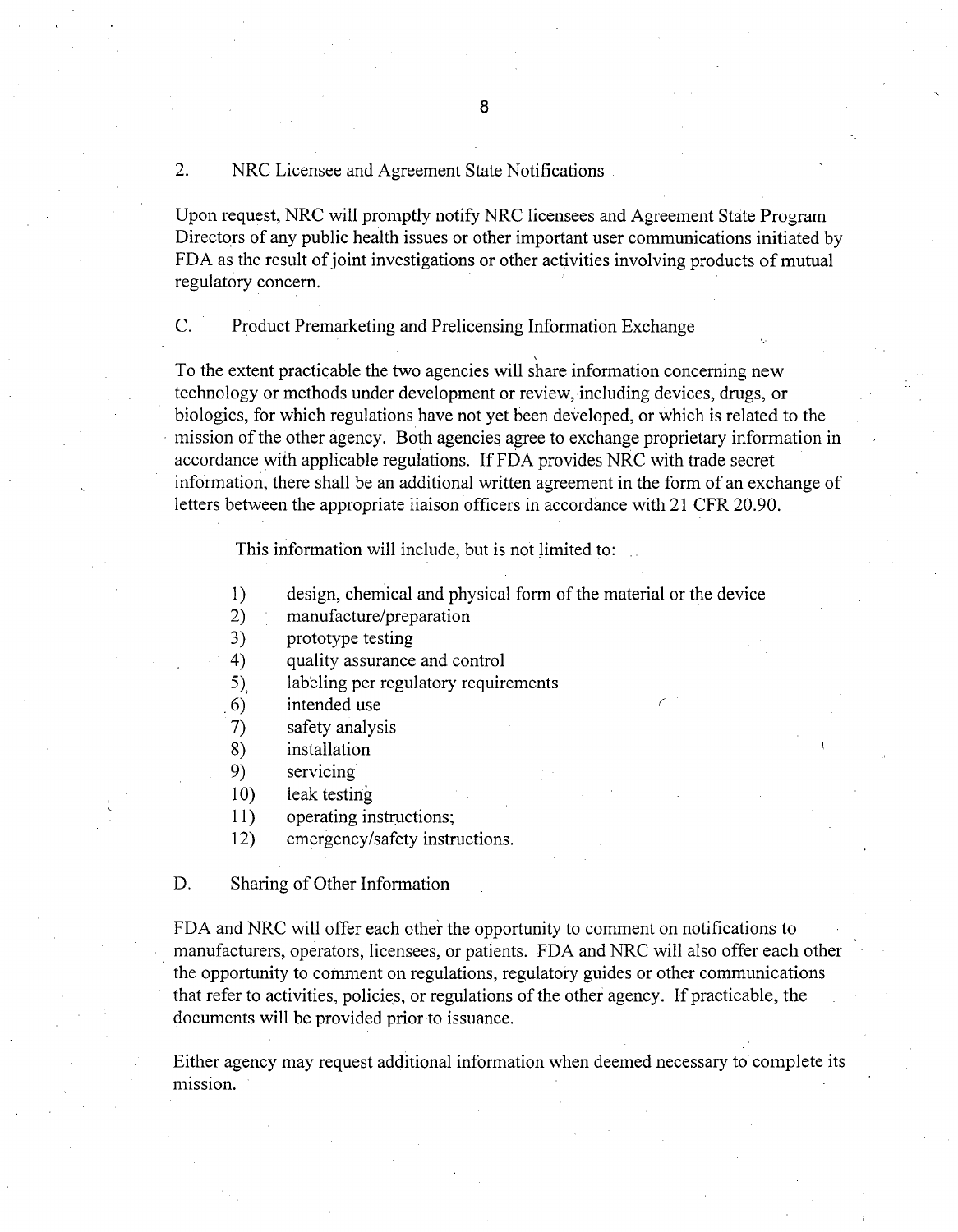## 2. NRC Licensee and Agreement State Notifications

Upon request, NRC will promptly notify NRC licensees and Agreement State Program Directors of any public health issues or other important user communications initiated by FDA as the result of joint investigations or other activities involving products of mutual regulatory concern.

## C. Product Premarketing and Prelicensing Information Exchange

To the extent practicable the two agencies will share information concerning new technology or methods under development or review, including devices, drugs, or biologics, for which regulations have not yet been developed, or which is related to the mission of the other agency. Both agencies agree to exchange proprietary information in accordance with applicable regulations. If FDA provides NRC with trade secret information, there shall be an additional written agreement in the form of an exchange of letters between the appropriate liaison officers in accordance with 21 CFR 20.90.

This information will include, but is not limited to:

1) design, chemical and physical form of the material or the device
2) manufacture/preparation
3) prototype testing
4) quality assurance and control
5) labeling per regulatory requirements
6) intended use
7) safety analysis
8) installation
9) servicing
10) leak testing
11) operating instructions;
12) emergency/safety instructions.

## D. Sharing of Other Information

FDA and NRC will offer each other the opportunity to comment on notifications to manufacturers, operators, licensees, or patients. FDA and NRC will also offer each other the opportunity to comment on regulations, regulatory guides or other communications that refer to activities, policies, or regulations of the other agency. If practicable, the documents will be provided prior to issuance.

Either agency may request additional information when deemed necessary to complete its mission.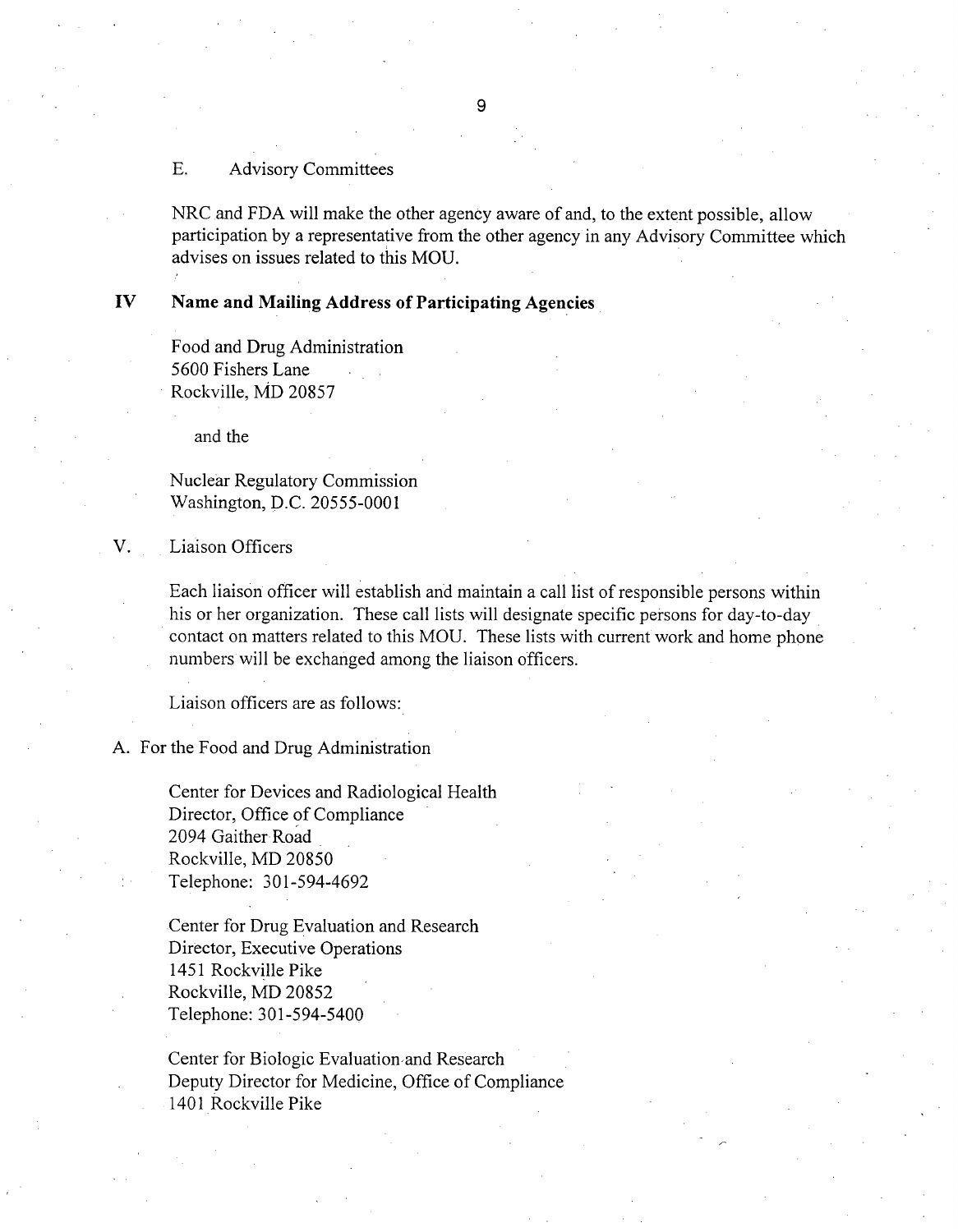E. Advisory Committees

NRC and FDA will make the other agency aware of and, to the extent possible, allow participation by a representative from the other agency in any Advisory Committee which advises on issues related to this MOU.

## IV Name and Mailing Address of Participating Agencies

Food and Drug Administration
5600 Fishers Lane
Rockville, MD 20857

and the

Nuclear Regulatory Commission
Washington, D.C. 20555-0001

## V. Liaison Officers

Each liaison officer will establish and maintain a call list of responsible persons within his or her organization. These call lists will designate specific persons for day-to-day contact on matters related to this MOU. These lists with current work and home phone numbers will be exchanged among the liaison officers.

Liaison officers are as follows:

A. For the Food and Drug Administration

Center for Devices and Radiological Health
Director, Office of Compliance
2094 Gaither Road
Rockville, MD 20850
Telephone: 301-594-4692

Center for Drug Evaluation and Research
Director, Executive Operations
1451 Rockville Pike
Rockville, MD 20852
Telephone: 301-594-5400

Center for Biologic Evaluation and Research
Deputy Director for Medicine, Office of Compliance
1401 Rockville Pike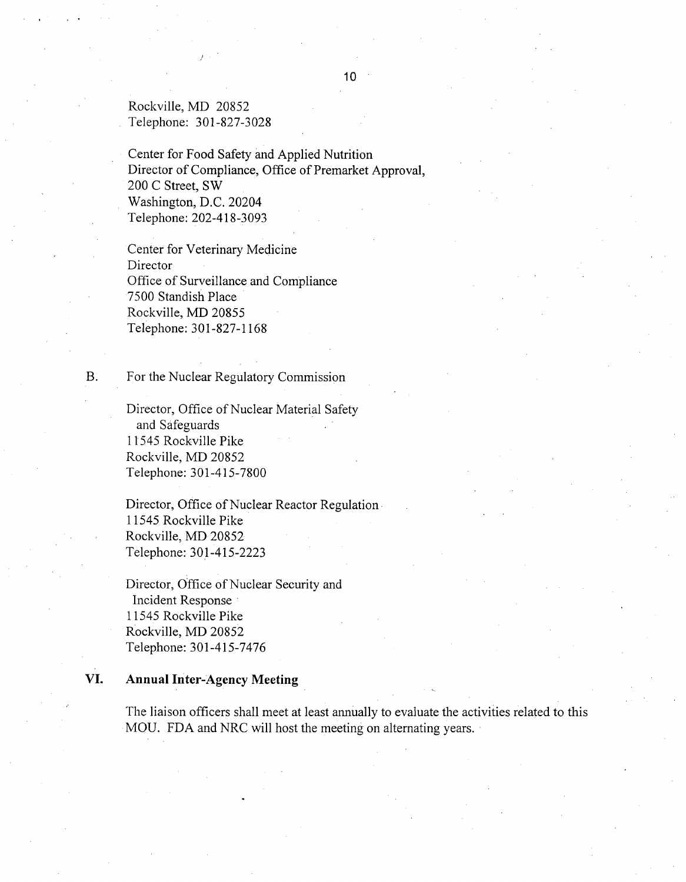Rockville, MD 20852
Telephone: 301-827-3028

Center for Food Safety and Applied Nutrition
Director of Compliance, Office of Premarket Approval,
200 C Street, SW
Washington, D.C. 20204
Telephone: 202-418-3093

Center for Veterinary Medicine
Director
Office of Surveillance and Compliance
7500 Standish Place
Rockville, MD 20855
Telephone: 301-827-1168

B. For the Nuclear Regulatory Commission

Director, Office of Nuclear Material Safety and Safeguards
11545 Rockville Pike
Rockville, MD 20852
Telephone: 301-415-7800

Director, Office of Nuclear Reactor Regulation
11545 Rockville Pike
Rockville, MD 20852
Telephone: 301-415-2223

Director, Office of Nuclear Security and Incident Response
11545 Rockville Pike
Rockville, MD 20852
Telephone: 301-415-7476

## VI. Annual Inter-Agency Meeting

The liaison officers shall meet at least annually to evaluate the activities related to this MOU. FDA and NRC will host the meeting on alternating years.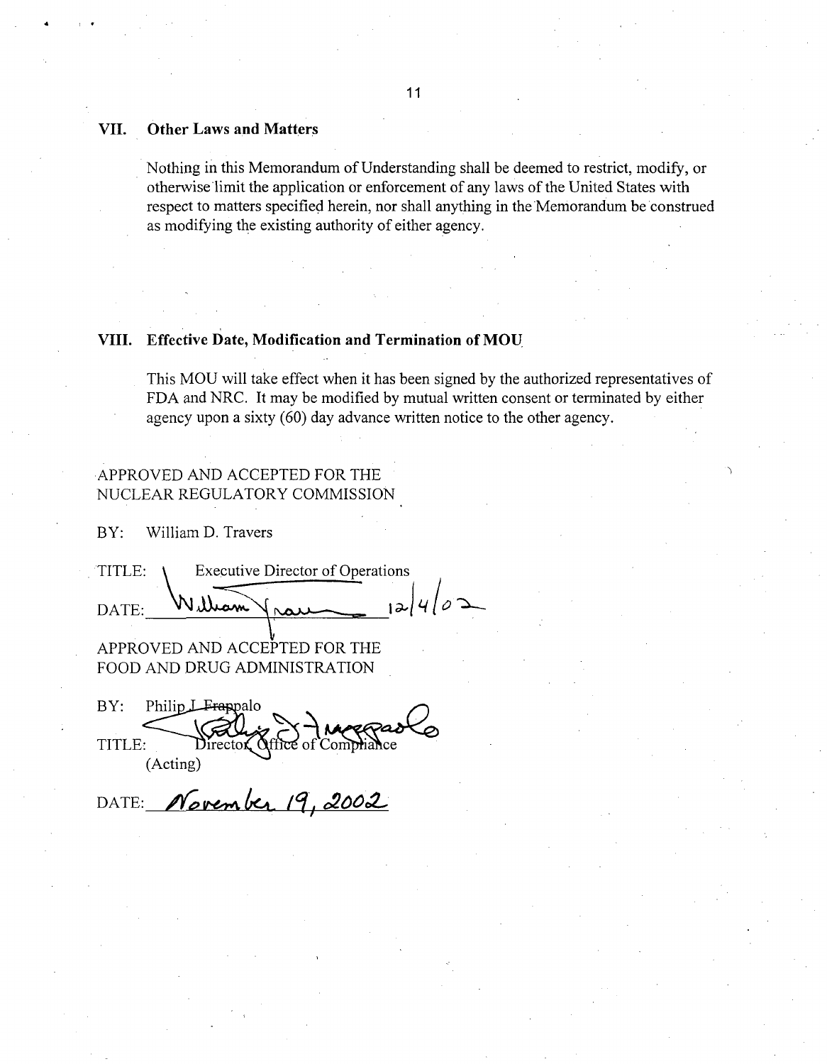## VII. Other Laws and Matters

Nothing in this Memorandum of Understanding shall be deemed to restrict, modify, or otherwise limit the application or enforcement of any laws of the United States with respect to matters specified herein, nor shall anything in the Memorandum be construed as modifying the existing authority of either agency.

## VIII. Effective Date, Modification and Termination of MOU

This MOU will take effect when it has been signed by the authorized representatives of FDA and NRC. It may be modified by mutual written consent or terminated by either agency upon a sixty (60) day advance written notice to the other agency.

APPROVED AND ACCEPTED FOR THE
NUCLEAR REGULATORY COMMISSION

BY: William D. Travers

TITLE: Executive Director of Operations

DATE: 12/4/02

APPROVED AND ACCEPTED FOR THE
FOOD AND DRUG ADMINISTRATION

BY: Philip J. Frappalo

TITLE: Director, Office of Compliance
(Acting)

DATE: November 19, 2002